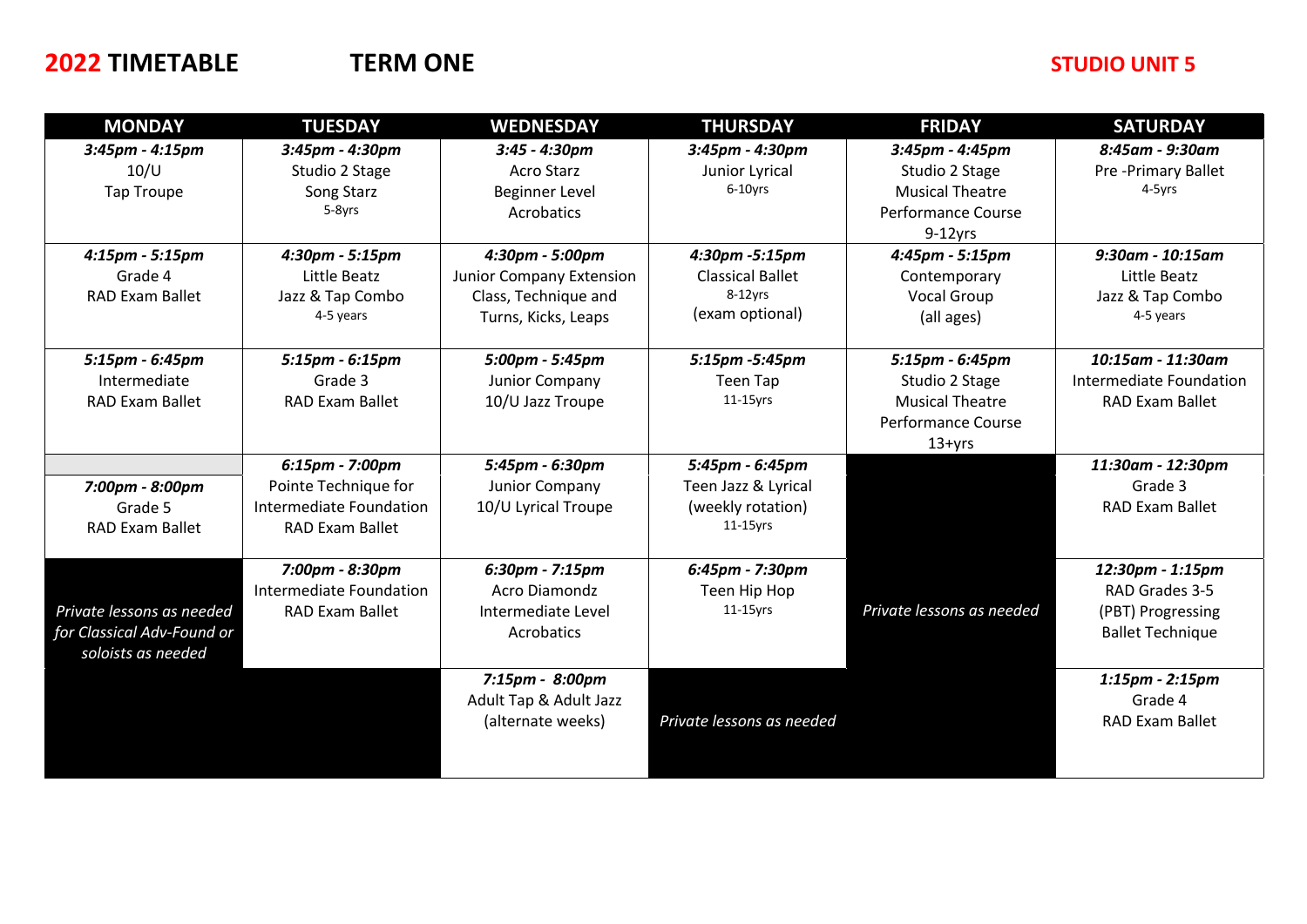# 2022 TIMETABLE TERM ONE STUDIO UNIT 5

| MONDAY | TUESDAY | WEDNESDAY | THURSDAY | FRIDAY | SATURDAY |
|---|---|---|---|---|---|
| *3:45pm - 4:15pm* 10/U Tap Troupe | *3:45pm - 4:30pm* Studio 2 Stage Song Starz 5-8yrs | *3:45 - 4:30pm* Acro Starz Beginner Level Acrobatics | *3:45pm - 4:30pm* Junior Lyrical 6-10yrs | *3:45pm - 4:45pm* Studio 2 Stage Musical Theatre Performance Course 9-12yrs | *8:45am - 9:30am* Pre -Primary Ballet 4-5yrs |
| *4:15pm - 5:15pm* Grade 4 RAD Exam Ballet | *4:30pm - 5:15pm* Little Beatz Jazz & Tap Combo 4-5 years | *4:30pm - 5:00pm* Junior Company Extension Class, Technique and Turns, Kicks, Leaps | *4:30pm -5:15pm* Classical Ballet 8-12yrs (exam optional) | *4:45pm - 5:15pm* Contemporary Vocal Group (all ages) | *9:30am - 10:15am* Little Beatz Jazz & Tap Combo 4-5 years |
| *5:15pm - 6:45pm* Intermediate RAD Exam Ballet | *5:15pm - 6:15pm* Grade 3 RAD Exam Ballet | *5:00pm - 5:45pm* Junior Company 10/U Jazz Troupe | *5:15pm -5:45pm* Teen Tap 11-15yrs | *5:15pm - 6:45pm* Studio 2 Stage Musical Theatre Performance Course 13+yrs | *10:15am - 11:30am* Intermediate Foundation RAD Exam Ballet |
| *7:00pm - 8:00pm* Grade 5 RAD Exam Ballet | *6:15pm - 7:00pm* Pointe Technique for Intermediate Foundation RAD Exam Ballet | *5:45pm - 6:30pm* Junior Company 10/U Lyrical Troupe | *5:45pm - 6:45pm* Teen Jazz & Lyrical (weekly rotation) 11-15yrs | *Private lessons as needed* | *11:30am - 12:30pm* Grade 3 RAD Exam Ballet |
| *Private lessons as needed for Classical Adv-Found or soloists as needed* | *7:00pm - 8:30pm* Intermediate Foundation RAD Exam Ballet | *6:30pm - 7:15pm* Acro Diamondz Intermediate Level Acrobatics | *6:45pm - 7:30pm* Teen Hip Hop 11-15yrs | | *12:30pm - 1:15pm* RAD Grades 3-5 (PBT) Progressing Ballet Technique |
| | | *7:15pm - 8:00pm* Adult Tap & Adult Jazz (alternate weeks) | *Private lessons as needed* | | *1:15pm - 2:15pm* Grade 4 RAD Exam Ballet |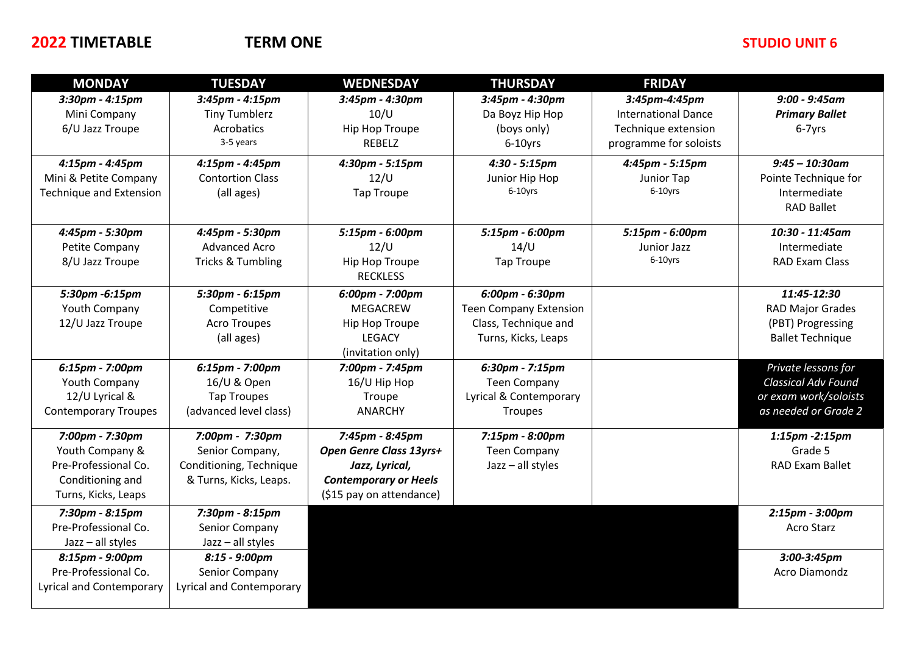**2022 TIMETABLE** **TERM ONE** **STUDIO UNIT 6**

| MONDAY | TUESDAY | WEDNESDAY | THURSDAY | FRIDAY | |
|---|---|---|---|---|---|
| *3:30pm - 4:15pm*<br>Mini Company<br>6/U Jazz Troupe | *3:45pm - 4:15pm*<br>Tiny Tumblerz<br>Acrobatics<br>3-5 years | *3:45pm - 4:30pm*<br>10/U<br>Hip Hop Troupe<br>REBELZ | *3:45pm - 4:30pm*<br>Da Boyz Hip Hop<br>(boys only)<br>6-10yrs | *3:45pm-4:45pm*<br>International Dance<br>Technique extension<br>programme for soloists | *9:00 - 9:45am*<br>***Primary Ballet***<br>6-7yrs |
| *4:15pm - 4:45pm*<br>Mini & Petite Company<br>Technique and Extension | *4:15pm - 4:45pm*<br>Contortion Class<br>(all ages) | *4:30pm - 5:15pm*<br>12/U<br>Tap Troupe | *4:30 - 5:15pm*<br>Junior Hip Hop<br>6-10yrs | *4:45pm - 5:15pm*<br>Junior Tap<br>6-10yrs | *9:45 – 10:30am*<br>Pointe Technique for<br>Intermediate<br>RAD Ballet |
| *4:45pm - 5:30pm*<br>Petite Company<br>8/U Jazz Troupe | *4:45pm - 5:30pm*<br>Advanced Acro<br>Tricks & Tumbling | *5:15pm - 6:00pm*<br>12/U<br>Hip Hop Troupe<br>RECKLESS | *5:15pm - 6:00pm*<br>14/U<br>Tap Troupe | *5:15pm - 6:00pm*<br>Junior Jazz<br>6-10yrs | *10:30 - 11:45am*<br>Intermediate<br>RAD Exam Class |
| *5:30pm -6:15pm*<br>Youth Company<br>12/U Jazz Troupe | *5:30pm - 6:15pm*<br>Competitive<br>Acro Troupes<br>(all ages) | *6:00pm - 7:00pm*<br>MEGACREW<br>Hip Hop Troupe<br>LEGACY<br>(invitation only) | *6:00pm - 6:30pm*<br>Teen Company Extension<br>Class, Technique and<br>Turns, Kicks, Leaps | | *11:45-12:30*<br>RAD Major Grades<br>(PBT) Progressing<br>Ballet Technique |
| *6:15pm - 7:00pm*<br>Youth Company<br>12/U Lyrical &<br>Contemporary Troupes | *6:15pm - 7:00pm*<br>16/U & Open<br>Tap Troupes<br>(advanced level class) | *7:00pm - 7:45pm*<br>16/U Hip Hop<br>Troupe<br>ANARCHY | *6:30pm - 7:15pm*<br>Teen Company<br>Lyrical & Contemporary<br>Troupes | | *Private lessons for*<br>*Classical Adv Found*<br>*or exam work/soloists*<br>*as needed or Grade 2* |
| *7:00pm - 7:30pm*<br>Youth Company &<br>Pre-Professional Co.<br>Conditioning and<br>Turns, Kicks, Leaps | *7:00pm - 7:30pm*<br>Senior Company,<br>Conditioning, Technique<br>& Turns, Kicks, Leaps. | *7:45pm - 8:45pm*<br>***Open Genre Class 13yrs+***<br>***Jazz, Lyrical,***<br>***Contemporary or Heels***<br>($15 pay on attendance) | *7:15pm - 8:00pm*<br>Teen Company<br>Jazz – all styles | | *1:15pm -2:15pm*<br>Grade 5<br>RAD Exam Ballet |
| *7:30pm - 8:15pm*<br>Pre-Professional Co.<br>Jazz – all styles | *7:30pm - 8:15pm*<br>Senior Company<br>Jazz – all styles | | | | *2:15pm - 3:00pm*<br>Acro Starz |
| *8:15pm - 9:00pm*<br>Pre-Professional Co.<br>Lyrical and Contemporary | *8:15 - 9:00pm*<br>Senior Company<br>Lyrical and Contemporary | | | | *3:00-3:45pm*<br>Acro Diamondz |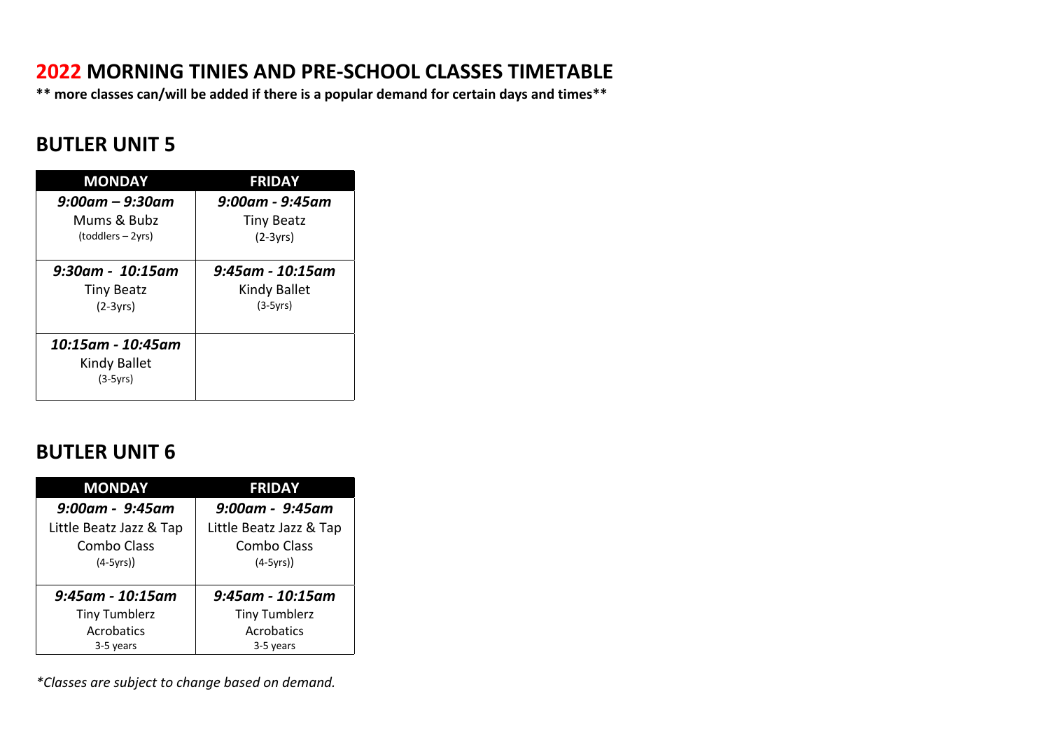# 2022 MORNING TINIES AND PRE-SCHOOL CLASSES TIMETABLE

**\** more classes can/will be added if there is a popular demand for certain days and times\*\***

## BUTLER UNIT 5

| MONDAY | FRIDAY |
|---|---|
| ***9:00am – 9:30am*** Mums & Bubz (toddlers – 2yrs) | ***9:00am - 9:45am*** Tiny Beatz (2-3yrs) |
| ***9:30am - 10:15am*** Tiny Beatz (2-3yrs) | ***9:45am - 10:15am*** Kindy Ballet (3-5yrs) |
| ***10:15am - 10:45am*** Kindy Ballet (3-5yrs) | |

## BUTLER UNIT 6

| MONDAY | FRIDAY |
|---|---|
| ***9:00am - 9:45am*** Little Beatz Jazz & Tap Combo Class (4-5yrs)) | ***9:00am - 9:45am*** Little Beatz Jazz & Tap Combo Class (4-5yrs)) |
| ***9:45am - 10:15am*** Tiny Tumblerz Acrobatics 3-5 years | ***9:45am - 10:15am*** Tiny Tumblerz Acrobatics 3-5 years |

*\*Classes are subject to change based on demand.*